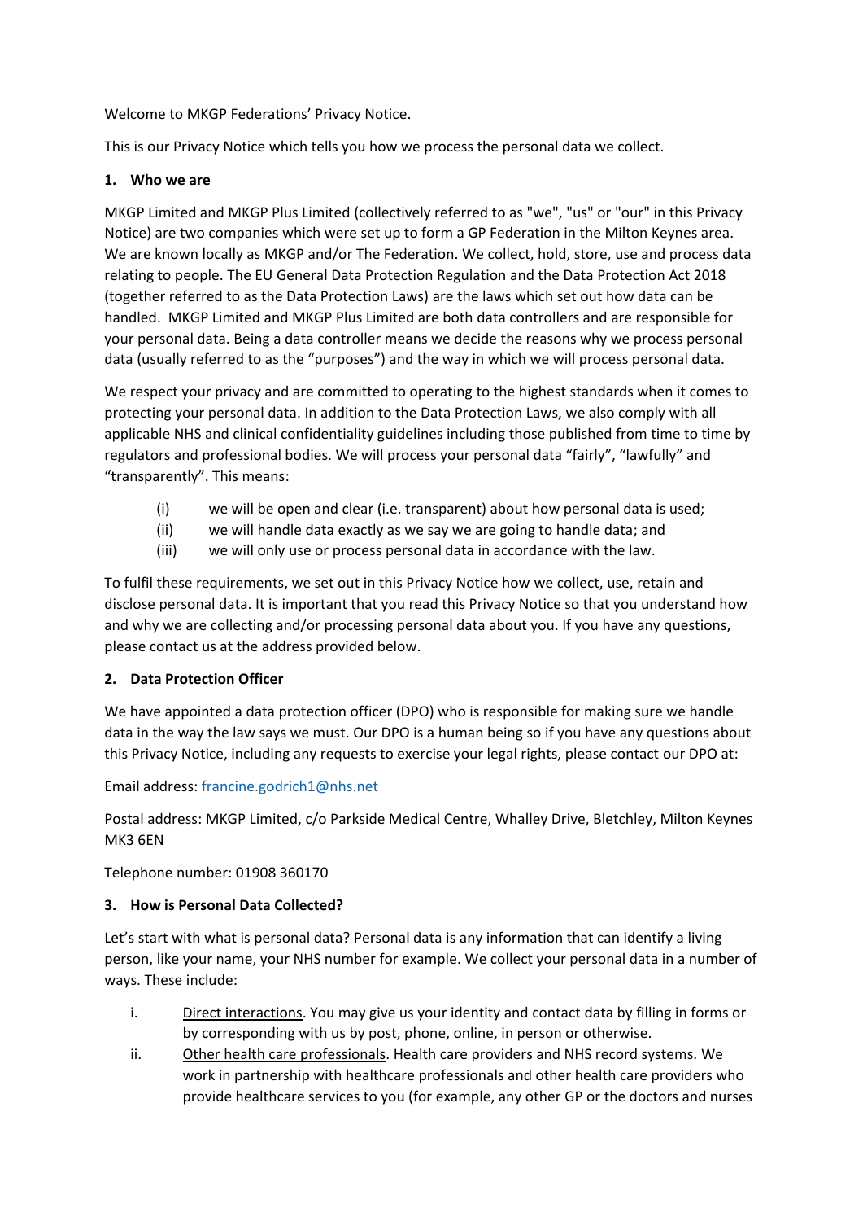Welcome to MKGP Federations' Privacy Notice.

This is our Privacy Notice which tells you how we process the personal data we collect.

## 1. Who we are

MKGP Limited and MKGP Plus Limited (collectively referred to as "we", "us" or "our" in this Privacy Notice) are two companies which were set up to form a GP Federation in the Milton Keynes area. We are known locally as MKGP and/or The Federation. We collect, hold, store, use and process data relating to people. The EU General Data Protection Regulation and the Data Protection Act 2018 (together referred to as the Data Protection Laws) are the laws which set out how data can be handled. MKGP Limited and MKGP Plus Limited are both data controllers and are responsible for your personal data. Being a data controller means we decide the reasons why we process personal data (usually referred to as the "purposes") and the way in which we will process personal data.

We respect your privacy and are committed to operating to the highest standards when it comes to protecting your personal data. In addition to the Data Protection Laws, we also comply with all applicable NHS and clinical confidentiality guidelines including those published from time to time by regulators and professional bodies. We will process your personal data "fairly", "lawfully" and "transparently". This means:

(i) we will be open and clear (i.e. transparent) about how personal data is used;
(ii) we will handle data exactly as we say we are going to handle data; and
(iii) we will only use or process personal data in accordance with the law.

To fulfil these requirements, we set out in this Privacy Notice how we collect, use, retain and disclose personal data. It is important that you read this Privacy Notice so that you understand how and why we are collecting and/or processing personal data about you. If you have any questions, please contact us at the address provided below.

## 2. Data Protection Officer

We have appointed a data protection officer (DPO) who is responsible for making sure we handle data in the way the law says we must. Our DPO is a human being so if you have any questions about this Privacy Notice, including any requests to exercise your legal rights, please contact our DPO at:

Email address: francine.godrich1@nhs.net

Postal address: MKGP Limited, c/o Parkside Medical Centre, Whalley Drive, Bletchley, Milton Keynes MK3 6EN

Telephone number: 01908 360170

## 3. How is Personal Data Collected?

Let's start with what is personal data? Personal data is any information that can identify a living person, like your name, your NHS number for example. We collect your personal data in a number of ways. These include:

i. Direct interactions. You may give us your identity and contact data by filling in forms or by corresponding with us by post, phone, online, in person or otherwise.
ii. Other health care professionals. Health care providers and NHS record systems. We work in partnership with healthcare professionals and other health care providers who provide healthcare services to you (for example, any other GP or the doctors and nurses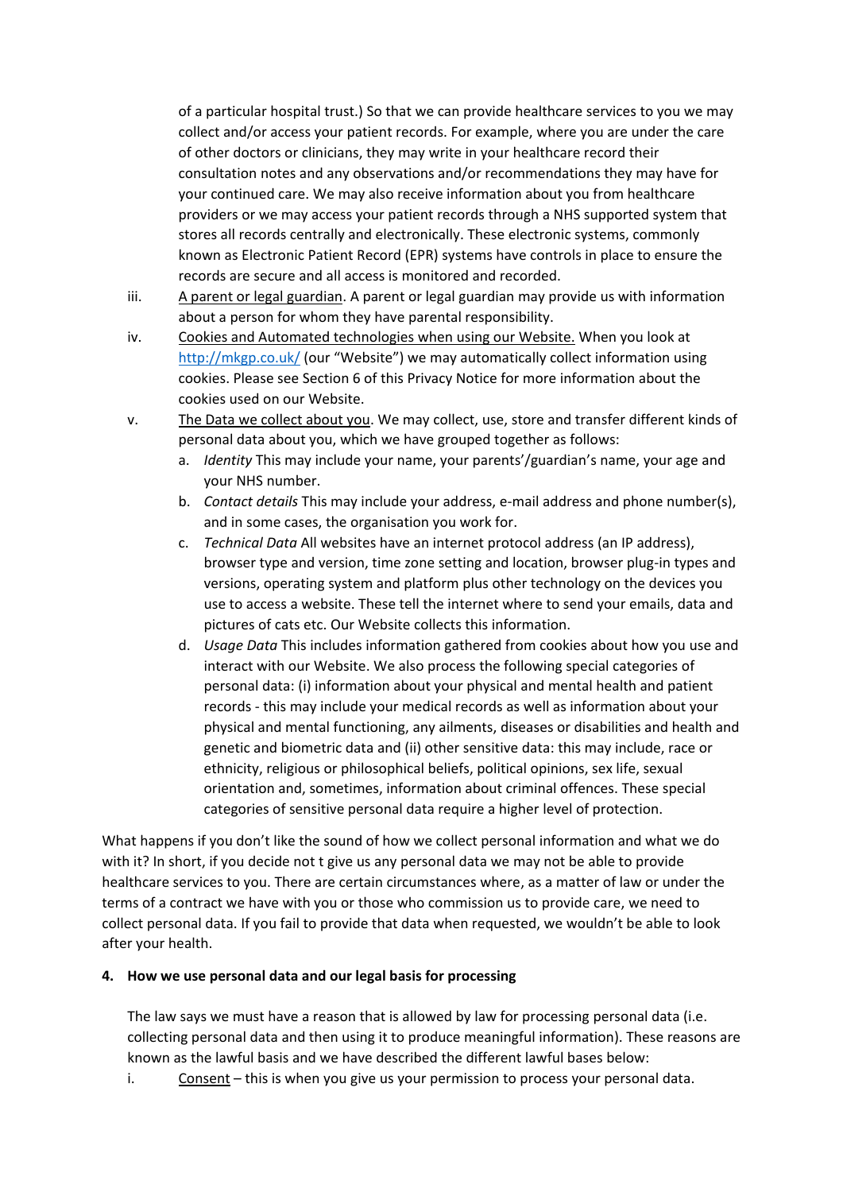of a particular hospital trust.) So that we can provide healthcare services to you we may collect and/or access your patient records. For example, where you are under the care of other doctors or clinicians, they may write in your healthcare record their consultation notes and any observations and/or recommendations they may have for your continued care. We may also receive information about you from healthcare providers or we may access your patient records through a NHS supported system that stores all records centrally and electronically. These electronic systems, commonly known as Electronic Patient Record (EPR) systems have controls in place to ensure the records are secure and all access is monitored and recorded.

iii. A parent or legal guardian. A parent or legal guardian may provide us with information about a person for whom they have parental responsibility.

iv. Cookies and Automated technologies when using our Website. When you look at http://mkgp.co.uk/ (our "Website") we may automatically collect information using cookies. Please see Section 6 of this Privacy Notice for more information about the cookies used on our Website.

v. The Data we collect about you. We may collect, use, store and transfer different kinds of personal data about you, which we have grouped together as follows:

   a. *Identity* This may include your name, your parents'/guardian's name, your age and your NHS number.
   b. *Contact details* This may include your address, e-mail address and phone number(s), and in some cases, the organisation you work for.
   c. *Technical Data* All websites have an internet protocol address (an IP address), browser type and version, time zone setting and location, browser plug-in types and versions, operating system and platform plus other technology on the devices you use to access a website. These tell the internet where to send your emails, data and pictures of cats etc. Our Website collects this information.
   d. *Usage Data* This includes information gathered from cookies about how you use and interact with our Website. We also process the following special categories of personal data: (i) information about your physical and mental health and patient records - this may include your medical records as well as information about your physical and mental functioning, any ailments, diseases or disabilities and health and genetic and biometric data and (ii) other sensitive data: this may include, race or ethnicity, religious or philosophical beliefs, political opinions, sex life, sexual orientation and, sometimes, information about criminal offences. These special categories of sensitive personal data require a higher level of protection.

What happens if you don't like the sound of how we collect personal information and what we do with it? In short, if you decide not t give us any personal data we may not be able to provide healthcare services to you. There are certain circumstances where, as a matter of law or under the terms of a contract we have with you or those who commission us to provide care, we need to collect personal data. If you fail to provide that data when requested, we wouldn't be able to look after your health.

## 4. How we use personal data and our legal basis for processing

The law says we must have a reason that is allowed by law for processing personal data (i.e. collecting personal data and then using it to produce meaningful information). These reasons are known as the lawful basis and we have described the different lawful bases below:

i. Consent – this is when you give us your permission to process your personal data.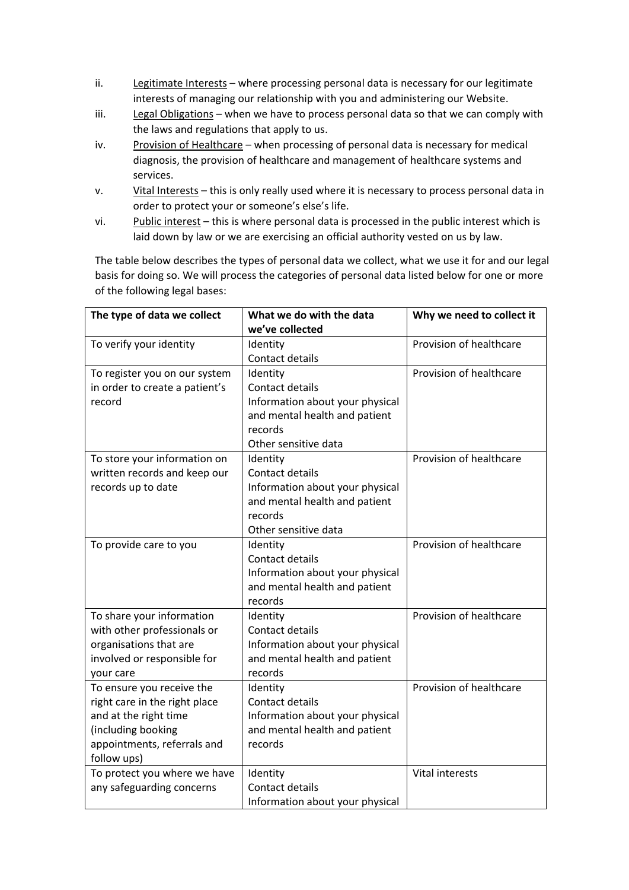ii. Legitimate Interests – where processing personal data is necessary for our legitimate interests of managing our relationship with you and administering our Website.

iii. Legal Obligations – when we have to process personal data so that we can comply with the laws and regulations that apply to us.

iv. Provision of Healthcare – when processing of personal data is necessary for medical diagnosis, the provision of healthcare and management of healthcare systems and services.

v. Vital Interests – this is only really used where it is necessary to process personal data in order to protect your or someone's else's life.

vi. Public interest – this is where personal data is processed in the public interest which is laid down by law or we are exercising an official authority vested on us by law.

The table below describes the types of personal data we collect, what we use it for and our legal basis for doing so. We will process the categories of personal data listed below for one or more of the following legal bases:

| The type of data we collect | What we do with the data we've collected | Why we need to collect it |
|---|---|---|
| To verify your identity | Identity<br>Contact details | Provision of healthcare |
| To register you on our system in order to create a patient's record | Identity<br>Contact details<br>Information about your physical and mental health and patient records<br>Other sensitive data | Provision of healthcare |
| To store your information on written records and keep our records up to date | Identity<br>Contact details<br>Information about your physical and mental health and patient records<br>Other sensitive data | Provision of healthcare |
| To provide care to you | Identity<br>Contact details<br>Information about your physical and mental health and patient records | Provision of healthcare |
| To share your information with other professionals or organisations that are involved or responsible for your care | Identity<br>Contact details<br>Information about your physical and mental health and patient records | Provision of healthcare |
| To ensure you receive the right care in the right place and at the right time (including booking appointments, referrals and follow ups) | Identity<br>Contact details<br>Information about your physical and mental health and patient records | Provision of healthcare |
| To protect you where we have any safeguarding concerns | Identity<br>Contact details<br>Information about your physical | Vital interests |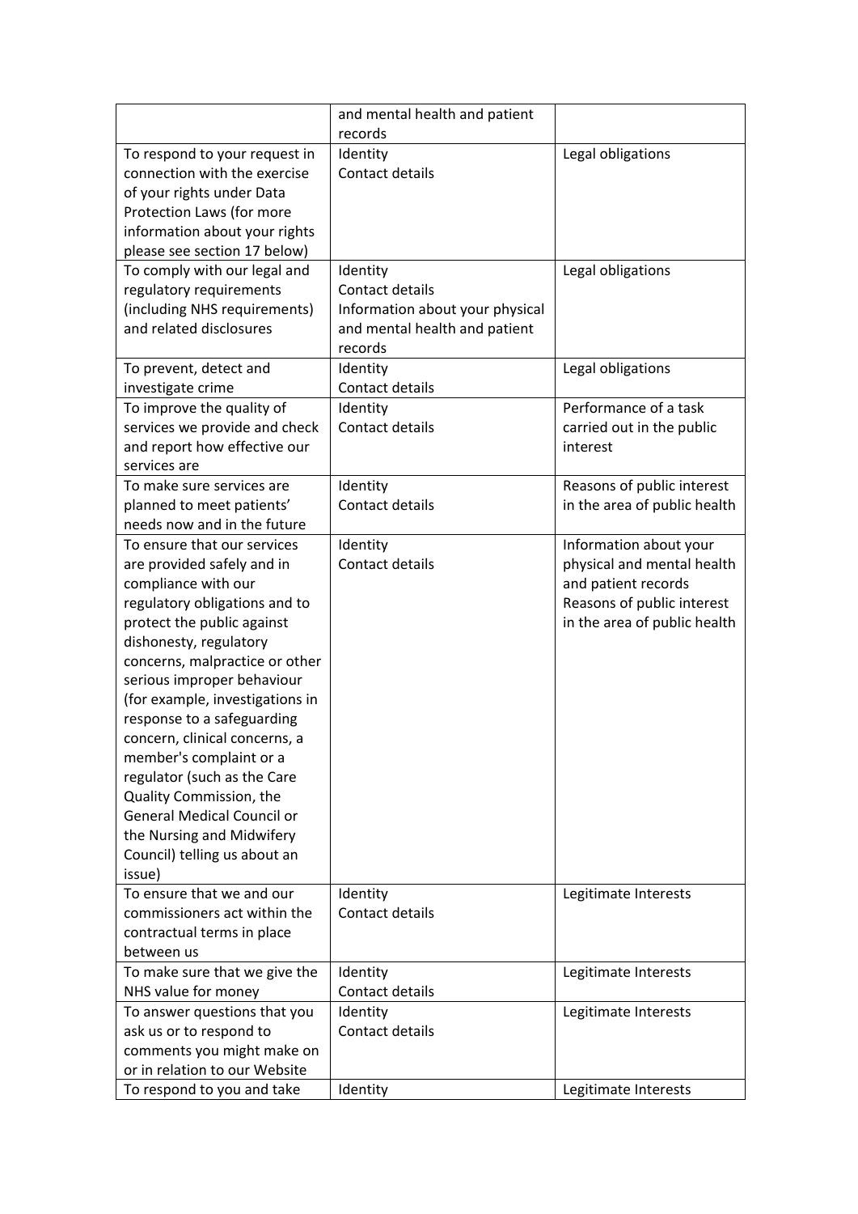| | and mental health and patient records | |
|---|---|---|
| To respond to your request in connection with the exercise of your rights under Data Protection Laws (for more information about your rights please see section 17 below) | Identity<br>Contact details | Legal obligations |
| To comply with our legal and regulatory requirements (including NHS requirements) and related disclosures | Identity<br>Contact details<br>Information about your physical and mental health and patient records | Legal obligations |
| To prevent, detect and investigate crime | Identity<br>Contact details | Legal obligations |
| To improve the quality of services we provide and check and report how effective our services are | Identity<br>Contact details | Performance of a task carried out in the public interest |
| To make sure services are planned to meet patients' needs now and in the future | Identity<br>Contact details | Reasons of public interest in the area of public health |
| To ensure that our services are provided safely and in compliance with our regulatory obligations and to protect the public against dishonesty, regulatory concerns, malpractice or other serious improper behaviour (for example, investigations in response to a safeguarding concern, clinical concerns, a member's complaint or a regulator (such as the Care Quality Commission, the General Medical Council or the Nursing and Midwifery Council) telling us about an issue) | Identity<br>Contact details | Information about your physical and mental health and patient records<br>Reasons of public interest in the area of public health |
| To ensure that we and our commissioners act within the contractual terms in place between us | Identity<br>Contact details | Legitimate Interests |
| To make sure that we give the NHS value for money | Identity<br>Contact details | Legitimate Interests |
| To answer questions that you ask us or to respond to comments you might make on or in relation to our Website | Identity<br>Contact details | Legitimate Interests |
| To respond to you and take | Identity | Legitimate Interests |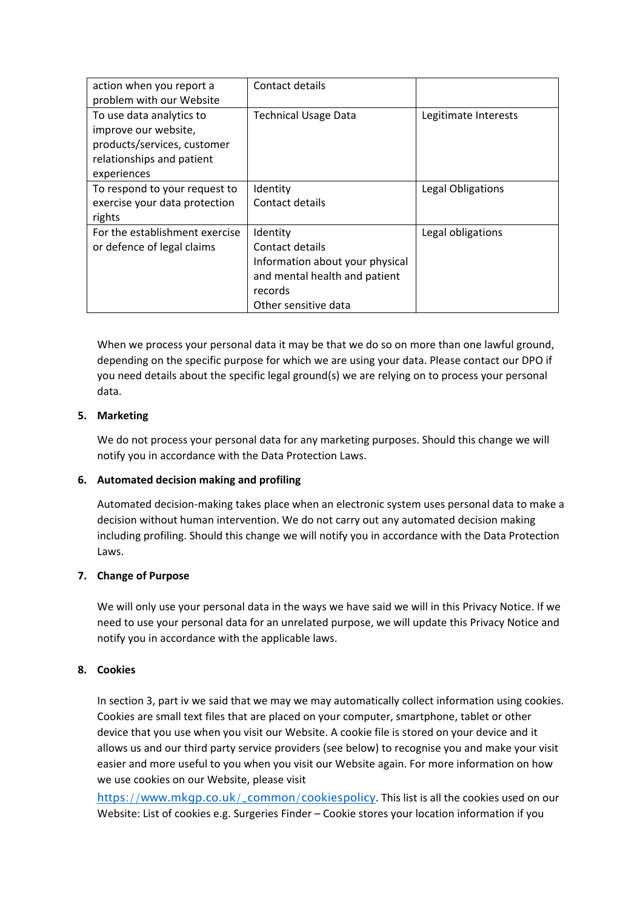| | | |
|---|---|---|
| action when you report a problem with our Website | Contact details | |
| To use data analytics to improve our website, products/services, customer relationships and patient experiences | Technical Usage Data | Legitimate Interests |
| To respond to your request to exercise your data protection rights | Identity<br>Contact details | Legal Obligations |
| For the establishment exercise or defence of legal claims | Identity<br>Contact details<br>Information about your physical and mental health and patient records<br>Other sensitive data | Legal obligations |

When we process your personal data it may be that we do so on more than one lawful ground, depending on the specific purpose for which we are using your data. Please contact our DPO if you need details about the specific legal ground(s) we are relying on to process your personal data.

## 5. Marketing

We do not process your personal data for any marketing purposes. Should this change we will notify you in accordance with the Data Protection Laws.

## 6. Automated decision making and profiling

Automated decision-making takes place when an electronic system uses personal data to make a decision without human intervention. We do not carry out any automated decision making including profiling. Should this change we will notify you in accordance with the Data Protection Laws.

## 7. Change of Purpose

We will only use your personal data in the ways we have said we will in this Privacy Notice. If we need to use your personal data for an unrelated purpose, we will update this Privacy Notice and notify you in accordance with the applicable laws.

## 8. Cookies

In section 3, part iv we said that we may we may automatically collect information using cookies. Cookies are small text files that are placed on your computer, smartphone, tablet or other device that you use when you visit our Website. A cookie file is stored on your device and it allows us and our third party service providers (see below) to recognise you and make your visit easier and more useful to you when you visit our Website again. For more information on how we use cookies on our Website, please visit [https://www.mkgp.co.uk/_common/cookiespolicy](https://www.mkgp.co.uk/_common/cookiespolicy). This list is all the cookies used on our Website: List of cookies e.g. Surgeries Finder – Cookie stores your location information if you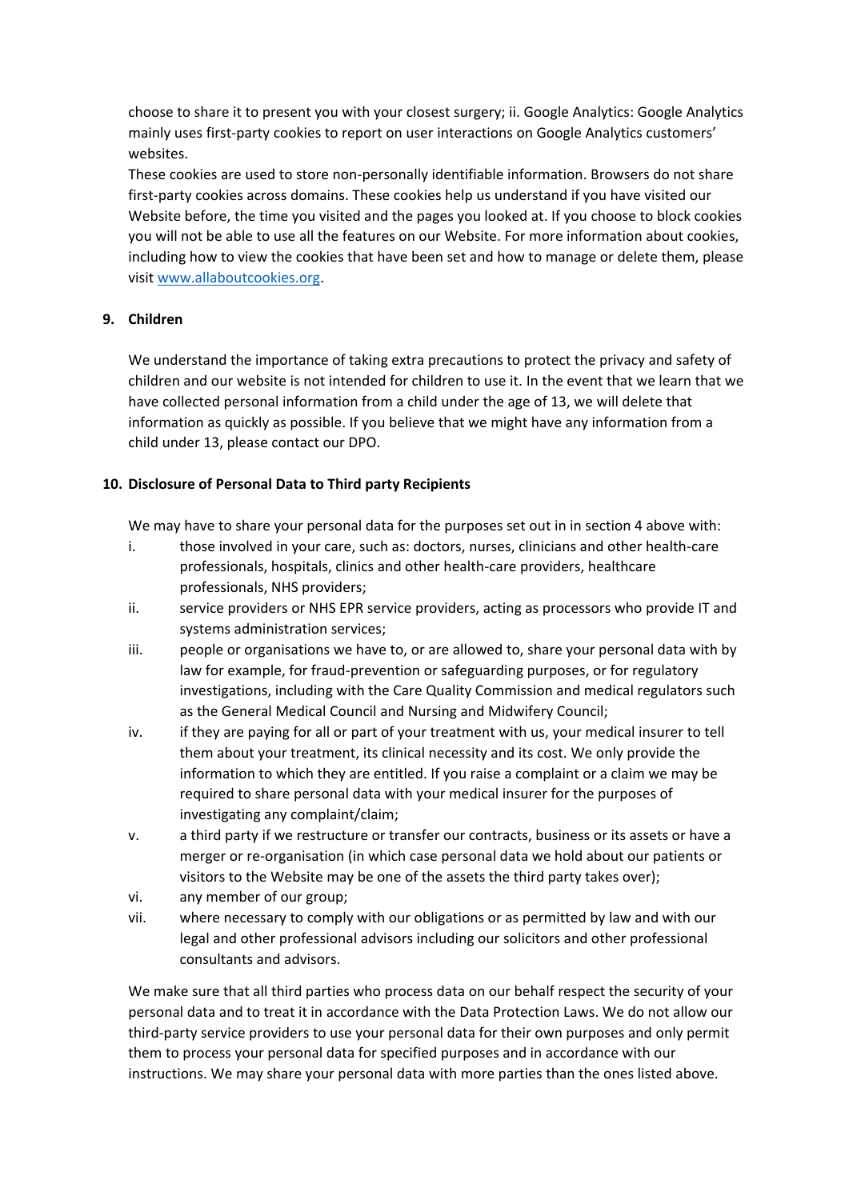choose to share it to present you with your closest surgery; ii. Google Analytics: Google Analytics mainly uses first-party cookies to report on user interactions on Google Analytics customers' websites.

These cookies are used to store non-personally identifiable information. Browsers do not share first-party cookies across domains. These cookies help us understand if you have visited our Website before, the time you visited and the pages you looked at. If you choose to block cookies you will not be able to use all the features on our Website. For more information about cookies, including how to view the cookies that have been set and how to manage or delete them, please visit [www.allaboutcookies.org](www.allaboutcookies.org).

**9. Children**

We understand the importance of taking extra precautions to protect the privacy and safety of children and our website is not intended for children to use it. In the event that we learn that we have collected personal information from a child under the age of 13, we will delete that information as quickly as possible. If you believe that we might have any information from a child under 13, please contact our DPO.

**10. Disclosure of Personal Data to Third party Recipients**

We may have to share your personal data for the purposes set out in in section 4 above with:

i. those involved in your care, such as: doctors, nurses, clinicians and other health-care professionals, hospitals, clinics and other health-care providers, healthcare professionals, NHS providers;

ii. service providers or NHS EPR service providers, acting as processors who provide IT and systems administration services;

iii. people or organisations we have to, or are allowed to, share your personal data with by law for example, for fraud-prevention or safeguarding purposes, or for regulatory investigations, including with the Care Quality Commission and medical regulators such as the General Medical Council and Nursing and Midwifery Council;

iv. if they are paying for all or part of your treatment with us, your medical insurer to tell them about your treatment, its clinical necessity and its cost. We only provide the information to which they are entitled. If you raise a complaint or a claim we may be required to share personal data with your medical insurer for the purposes of investigating any complaint/claim;

v. a third party if we restructure or transfer our contracts, business or its assets or have a merger or re-organisation (in which case personal data we hold about our patients or visitors to the Website may be one of the assets the third party takes over);

vi. any member of our group;

vii. where necessary to comply with our obligations or as permitted by law and with our legal and other professional advisors including our solicitors and other professional consultants and advisors.

We make sure that all third parties who process data on our behalf respect the security of your personal data and to treat it in accordance with the Data Protection Laws. We do not allow our third-party service providers to use your personal data for their own purposes and only permit them to process your personal data for specified purposes and in accordance with our instructions. We may share your personal data with more parties than the ones listed above.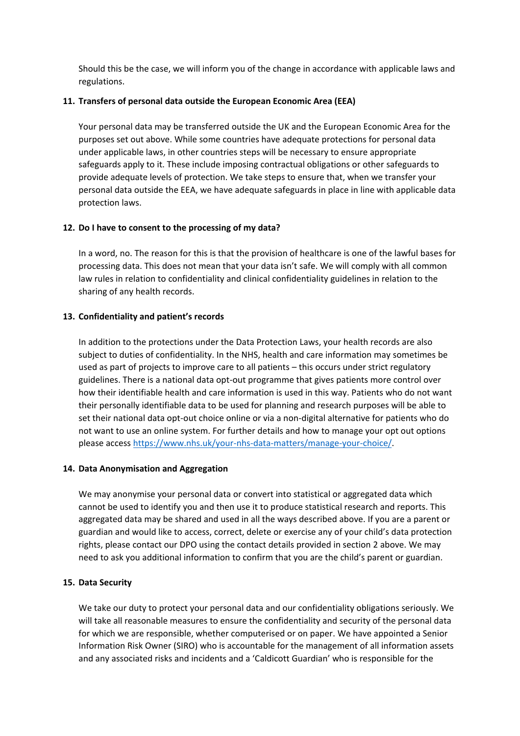Should this be the case, we will inform you of the change in accordance with applicable laws and regulations.

## 11. Transfers of personal data outside the European Economic Area (EEA)

Your personal data may be transferred outside the UK and the European Economic Area for the purposes set out above. While some countries have adequate protections for personal data under applicable laws, in other countries steps will be necessary to ensure appropriate safeguards apply to it. These include imposing contractual obligations or other safeguards to provide adequate levels of protection. We take steps to ensure that, when we transfer your personal data outside the EEA, we have adequate safeguards in place in line with applicable data protection laws.

## 12. Do I have to consent to the processing of my data?

In a word, no. The reason for this is that the provision of healthcare is one of the lawful bases for processing data. This does not mean that your data isn't safe. We will comply with all common law rules in relation to confidentiality and clinical confidentiality guidelines in relation to the sharing of any health records.

## 13. Confidentiality and patient's records

In addition to the protections under the Data Protection Laws, your health records are also subject to duties of confidentiality. In the NHS, health and care information may sometimes be used as part of projects to improve care to all patients – this occurs under strict regulatory guidelines. There is a national data opt-out programme that gives patients more control over how their identifiable health and care information is used in this way. Patients who do not want their personally identifiable data to be used for planning and research purposes will be able to set their national data opt-out choice online or via a non-digital alternative for patients who do not want to use an online system. For further details and how to manage your opt out options please access [https://www.nhs.uk/your-nhs-data-matters/manage-your-choice/](https://www.nhs.uk/your-nhs-data-matters/manage-your-choice/).

## 14. Data Anonymisation and Aggregation

We may anonymise your personal data or convert into statistical or aggregated data which cannot be used to identify you and then use it to produce statistical research and reports. This aggregated data may be shared and used in all the ways described above. If you are a parent or guardian and would like to access, correct, delete or exercise any of your child's data protection rights, please contact our DPO using the contact details provided in section 2 above. We may need to ask you additional information to confirm that you are the child's parent or guardian.

## 15. Data Security

We take our duty to protect your personal data and our confidentiality obligations seriously. We will take all reasonable measures to ensure the confidentiality and security of the personal data for which we are responsible, whether computerised or on paper. We have appointed a Senior Information Risk Owner (SIRO) who is accountable for the management of all information assets and any associated risks and incidents and a 'Caldicott Guardian' who is responsible for the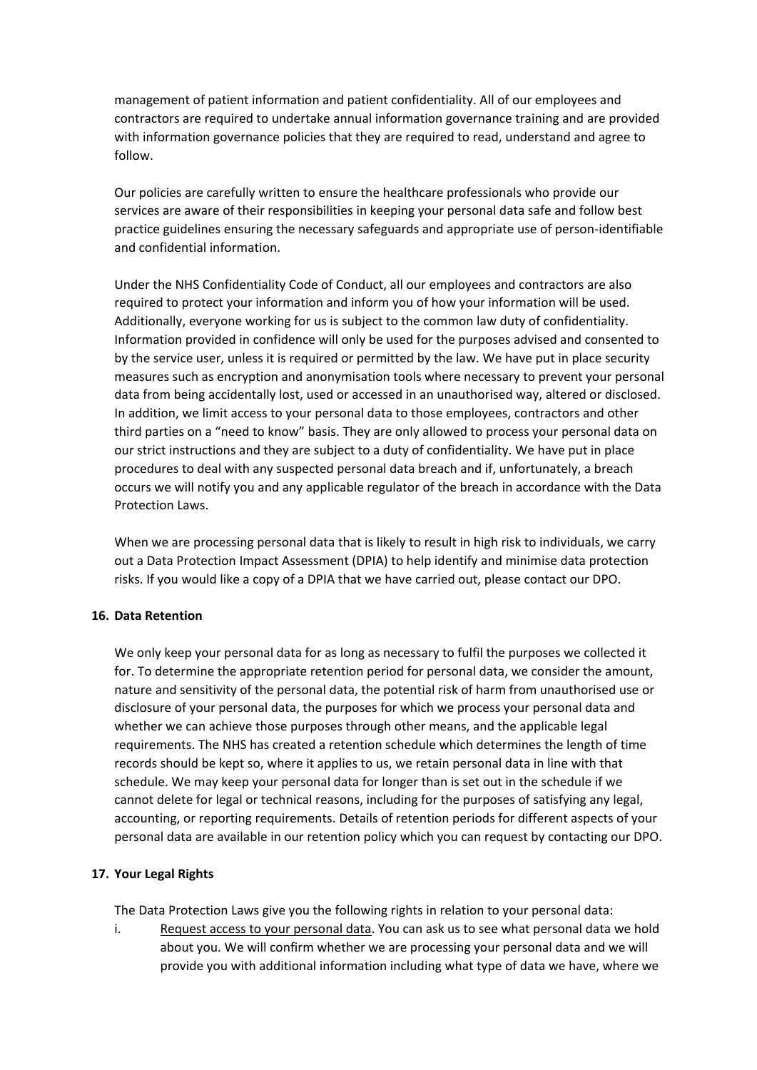management of patient information and patient confidentiality. All of our employees and contractors are required to undertake annual information governance training and are provided with information governance policies that they are required to read, understand and agree to follow.

Our policies are carefully written to ensure the healthcare professionals who provide our services are aware of their responsibilities in keeping your personal data safe and follow best practice guidelines ensuring the necessary safeguards and appropriate use of person-identifiable and confidential information.

Under the NHS Confidentiality Code of Conduct, all our employees and contractors are also required to protect your information and inform you of how your information will be used. Additionally, everyone working for us is subject to the common law duty of confidentiality. Information provided in confidence will only be used for the purposes advised and consented to by the service user, unless it is required or permitted by the law. We have put in place security measures such as encryption and anonymisation tools where necessary to prevent your personal data from being accidentally lost, used or accessed in an unauthorised way, altered or disclosed. In addition, we limit access to your personal data to those employees, contractors and other third parties on a "need to know" basis. They are only allowed to process your personal data on our strict instructions and they are subject to a duty of confidentiality. We have put in place procedures to deal with any suspected personal data breach and if, unfortunately, a breach occurs we will notify you and any applicable regulator of the breach in accordance with the Data Protection Laws.

When we are processing personal data that is likely to result in high risk to individuals, we carry out a Data Protection Impact Assessment (DPIA) to help identify and minimise data protection risks. If you would like a copy of a DPIA that we have carried out, please contact our DPO.

## 16. Data Retention

We only keep your personal data for as long as necessary to fulfil the purposes we collected it for. To determine the appropriate retention period for personal data, we consider the amount, nature and sensitivity of the personal data, the potential risk of harm from unauthorised use or disclosure of your personal data, the purposes for which we process your personal data and whether we can achieve those purposes through other means, and the applicable legal requirements. The NHS has created a retention schedule which determines the length of time records should be kept so, where it applies to us, we retain personal data in line with that schedule. We may keep your personal data for longer than is set out in the schedule if we cannot delete for legal or technical reasons, including for the purposes of satisfying any legal, accounting, or reporting requirements. Details of retention periods for different aspects of your personal data are available in our retention policy which you can request by contacting our DPO.

## 17. Your Legal Rights

The Data Protection Laws give you the following rights in relation to your personal data:

i. Request access to your personal data. You can ask us to see what personal data we hold about you. We will confirm whether we are processing your personal data and we will provide you with additional information including what type of data we have, where we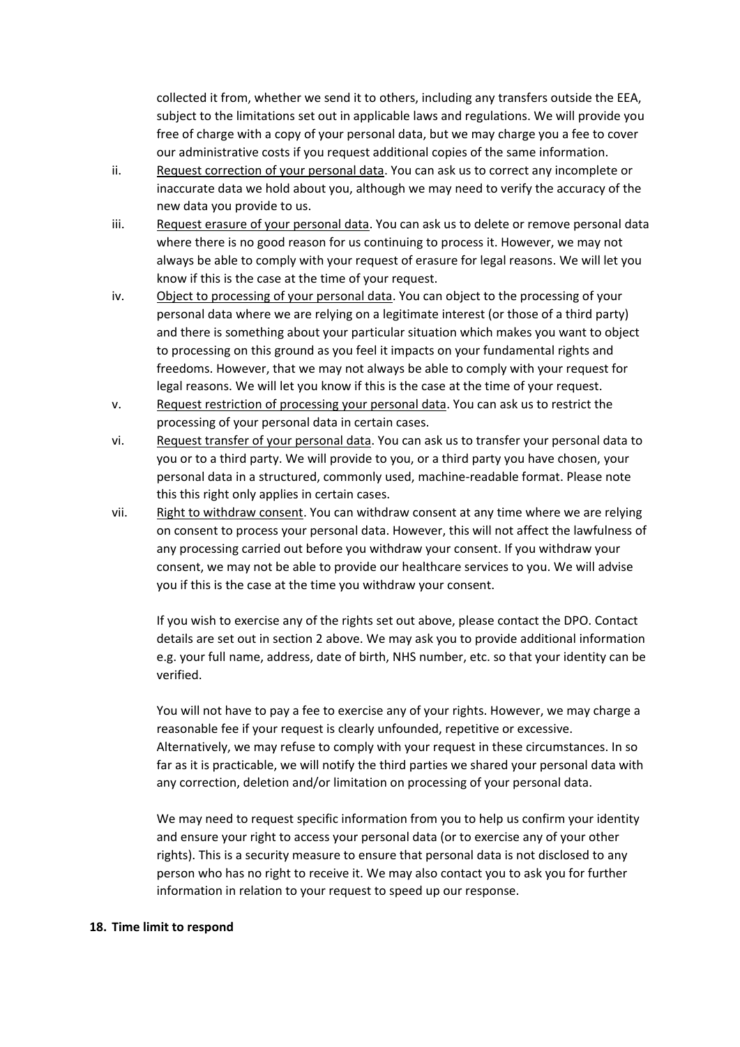collected it from, whether we send it to others, including any transfers outside the EEA, subject to the limitations set out in applicable laws and regulations. We will provide you free of charge with a copy of your personal data, but we may charge you a fee to cover our administrative costs if you request additional copies of the same information.

ii. <u>Request correction of your personal data</u>. You can ask us to correct any incomplete or inaccurate data we hold about you, although we may need to verify the accuracy of the new data you provide to us.

iii. <u>Request erasure of your personal data</u>. You can ask us to delete or remove personal data where there is no good reason for us continuing to process it. However, we may not always be able to comply with your request of erasure for legal reasons. We will let you know if this is the case at the time of your request.

iv. <u>Object to processing of your personal data</u>. You can object to the processing of your personal data where we are relying on a legitimate interest (or those of a third party) and there is something about your particular situation which makes you want to object to processing on this ground as you feel it impacts on your fundamental rights and freedoms. However, that we may not always be able to comply with your request for legal reasons. We will let you know if this is the case at the time of your request.

v. <u>Request restriction of processing your personal data</u>. You can ask us to restrict the processing of your personal data in certain cases.

vi. <u>Request transfer of your personal data</u>. You can ask us to transfer your personal data to you or to a third party. We will provide to you, or a third party you have chosen, your personal data in a structured, commonly used, machine-readable format. Please note this this right only applies in certain cases.

vii. <u>Right to withdraw consent</u>. You can withdraw consent at any time where we are relying on consent to process your personal data. However, this will not affect the lawfulness of any processing carried out before you withdraw your consent. If you withdraw your consent, we may not be able to provide our healthcare services to you. We will advise you if this is the case at the time you withdraw your consent.

If you wish to exercise any of the rights set out above, please contact the DPO. Contact details are set out in section 2 above. We may ask you to provide additional information e.g. your full name, address, date of birth, NHS number, etc. so that your identity can be verified.

You will not have to pay a fee to exercise any of your rights. However, we may charge a reasonable fee if your request is clearly unfounded, repetitive or excessive. Alternatively, we may refuse to comply with your request in these circumstances. In so far as it is practicable, we will notify the third parties we shared your personal data with any correction, deletion and/or limitation on processing of your personal data.

We may need to request specific information from you to help us confirm your identity and ensure your right to access your personal data (or to exercise any of your other rights). This is a security measure to ensure that personal data is not disclosed to any person who has no right to receive it. We may also contact you to ask you for further information in relation to your request to speed up our response.

## 18. Time limit to respond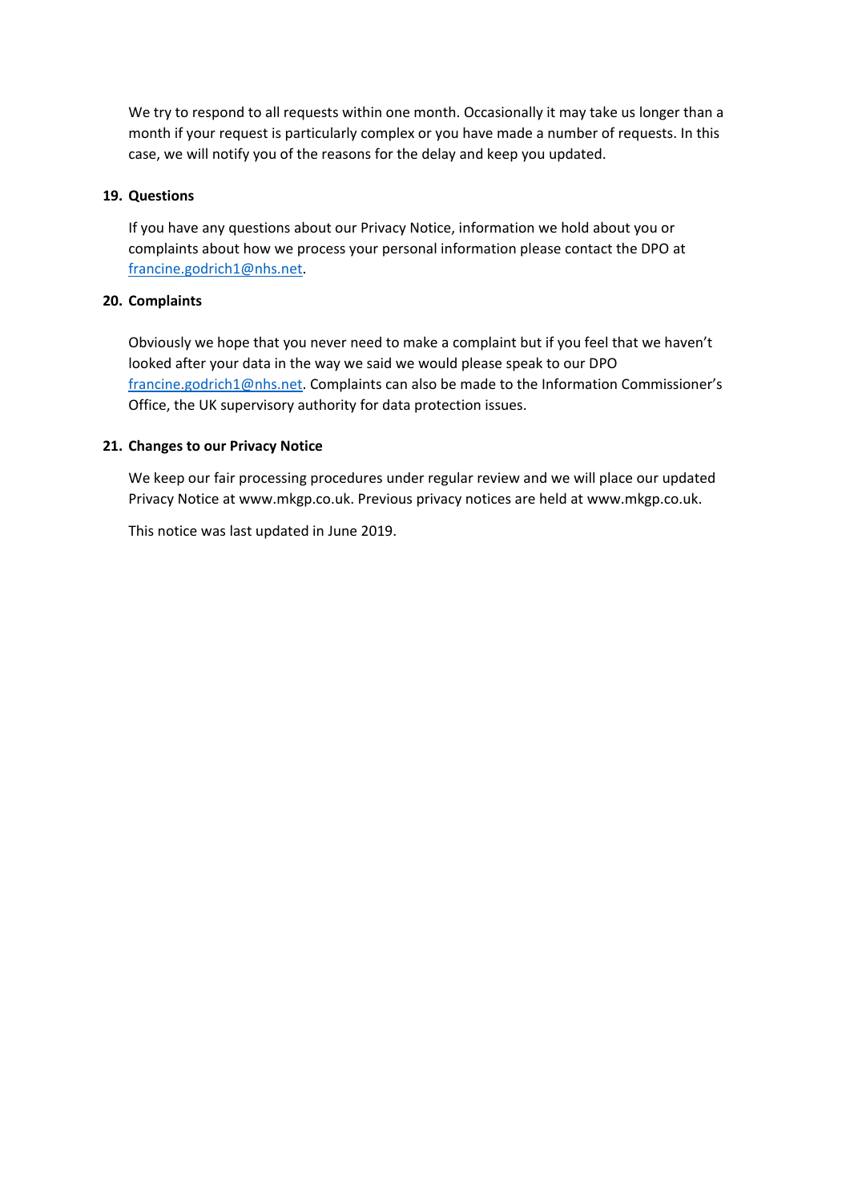We try to respond to all requests within one month. Occasionally it may take us longer than a month if your request is particularly complex or you have made a number of requests. In this case, we will notify you of the reasons for the delay and keep you updated.

## 19. Questions

If you have any questions about our Privacy Notice, information we hold about you or complaints about how we process your personal information please contact the DPO at [francine.godrich1@nhs.net](mailto:francine.godrich1@nhs.net).

## 20. Complaints

Obviously we hope that you never need to make a complaint but if you feel that we haven't looked after your data in the way we said we would please speak to our DPO [francine.godrich1@nhs.net](mailto:francine.godrich1@nhs.net). Complaints can also be made to the Information Commissioner's Office, the UK supervisory authority for data protection issues.

## 21. Changes to our Privacy Notice

We keep our fair processing procedures under regular review and we will place our updated Privacy Notice at www.mkgp.co.uk. Previous privacy notices are held at www.mkgp.co.uk.

This notice was last updated in June 2019.